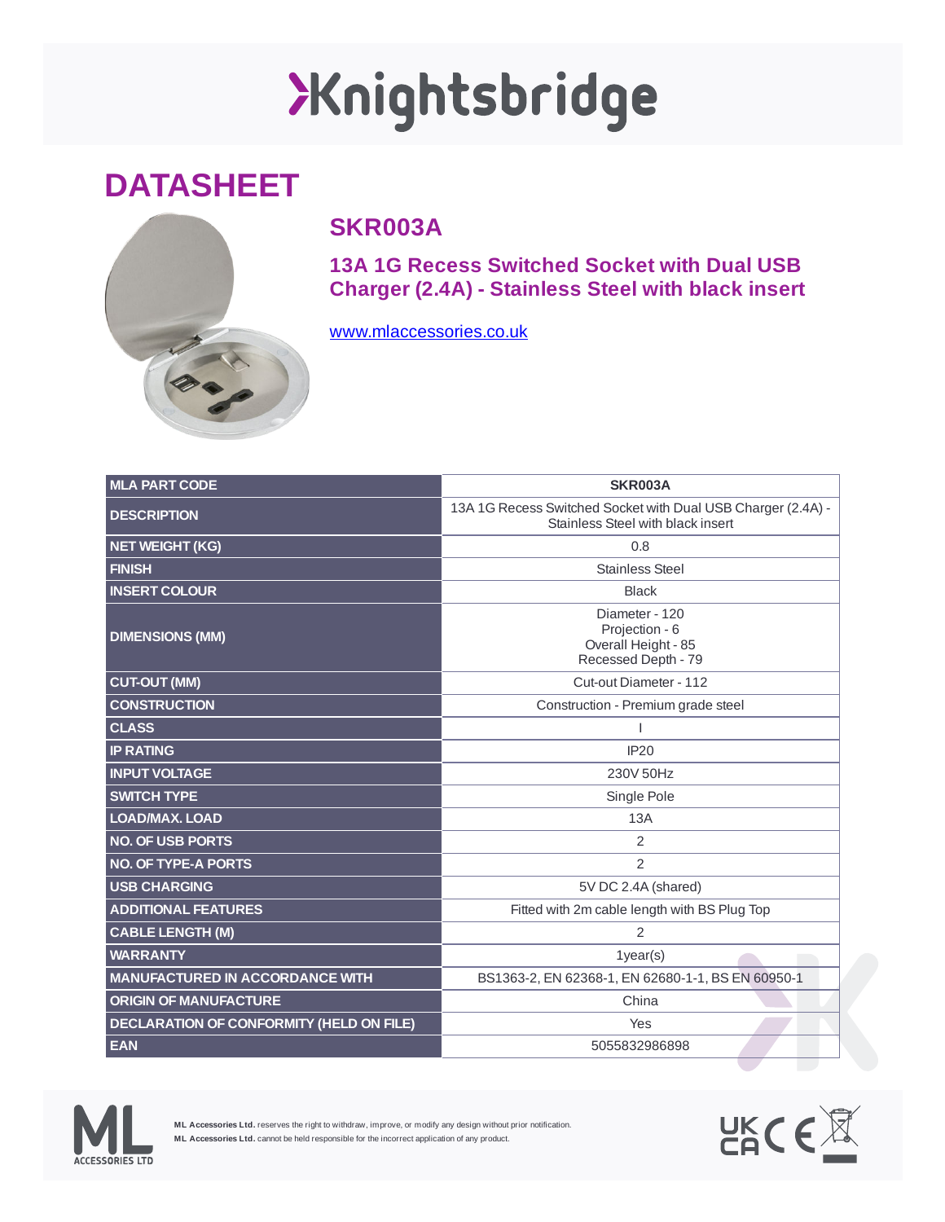# Knightsbridge

# DATASHEET

## SKR003A

### 13A 1G Recess Switched Socket with Dual USB Charger (2.4A) - Stainless Steel with black insert

www.mlaccessories.co.uk

| MLA PART CODE | SKR003A |
|---|---|
| DESCRIPTION | 13A 1G Recess Switched Socket with Dual USB Charger (2.4A) - Stainless Steel with black insert |
| NET WEIGHT (KG) | 0.8 |
| FINISH | Stainless Steel |
| INSERT COLOUR | Black |
| DIMENSIONS (MM) | Diameter - 120<br>Projection - 6<br>Overall Height - 85<br>Recessed Depth - 79 |
| CUT-OUT (MM) | Cut-out Diameter - 112 |
| CONSTRUCTION | Construction - Premium grade steel |
| CLASS | I |
| IP RATING | IP20 |
| INPUT VOLTAGE | 230V 50Hz |
| SWITCH TYPE | Single Pole |
| LOAD/MAX. LOAD | 13A |
| NO. OF USB PORTS | 2 |
| NO. OF TYPE-A PORTS | 2 |
| USB CHARGING | 5V DC 2.4A (shared) |
| ADDITIONAL FEATURES | Fitted with 2m cable length with BS Plug Top |
| CABLE LENGTH (M) | 2 |
| WARRANTY | 1year(s) |
| MANUFACTURED IN ACCORDANCE WITH | BS1363-2, EN 62368-1, EN 62680-1-1, BS EN 60950-1 |
| ORIGIN OF MANUFACTURE | China |
| DECLARATION OF CONFORMITY (HELD ON FILE) | Yes |
| EAN | 5055832986898 |

ML ACCESSORIES LTD

**ML Accessories Ltd.** reserves the right to withdraw, improve, or modify any design without prior notification.
**ML Accessories Ltd.** cannot be held responsible for the incorrect application of any product.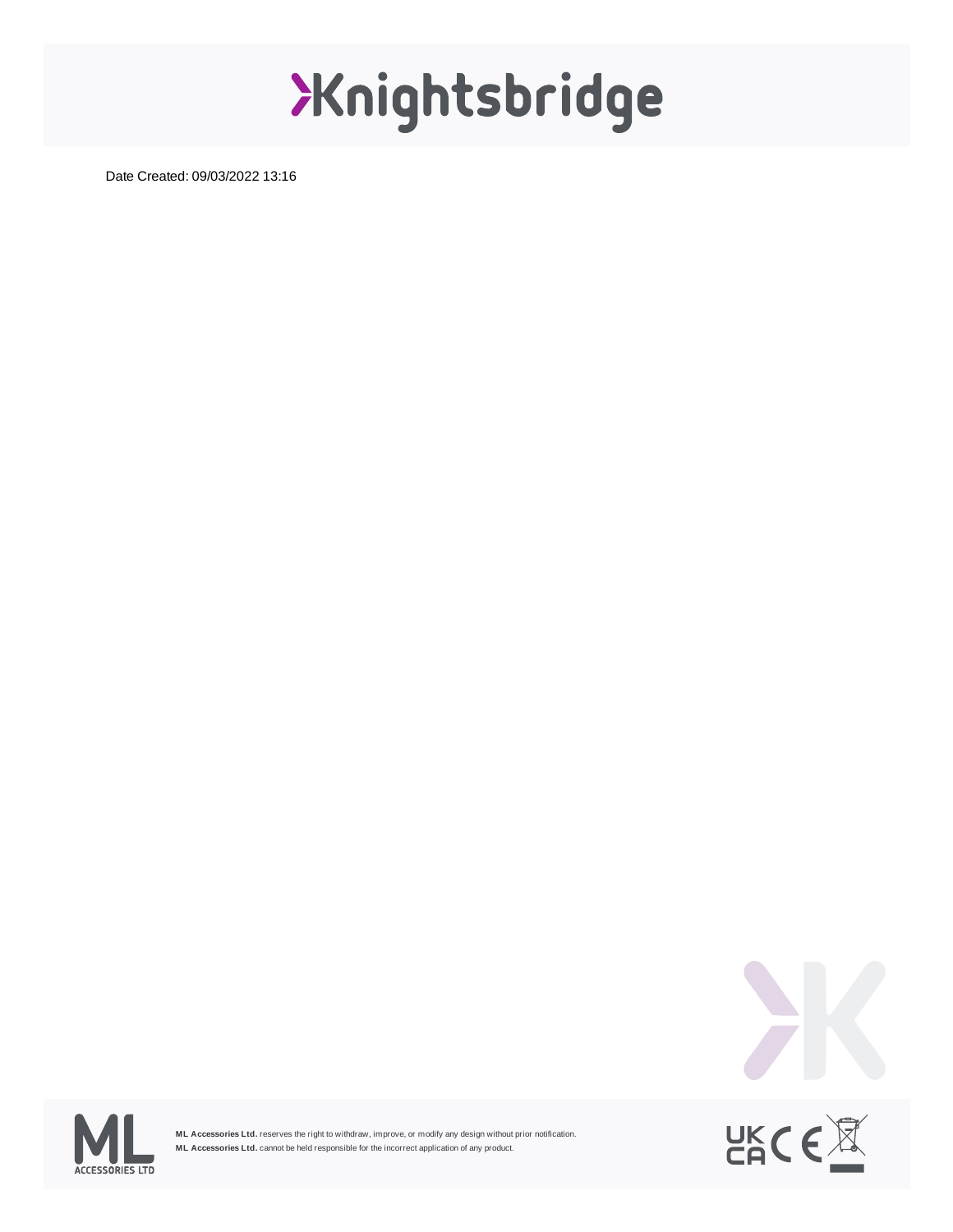Date Created: 09/03/2022 13:16